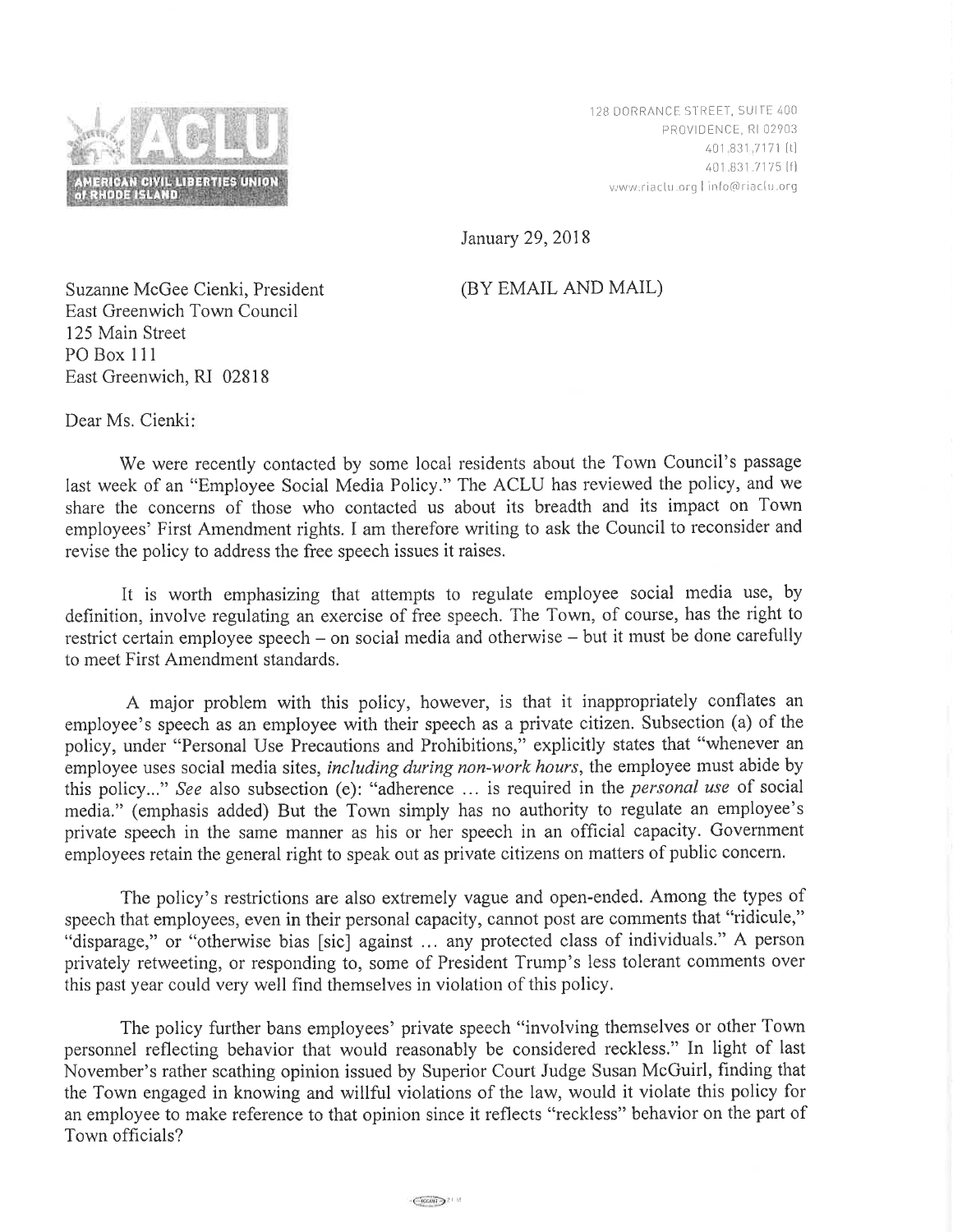AMERICAN CIVIL LIBERTIES UNION of RHODE ISLAND

128 DORRANCE STREET, SUITE 400
PROVIDENCE, RI 02903
401.831.7171 (t)
401.831.7175 (f)
www.riaclu.org | info@riaclu.org

January 29, 2018

Suzanne McGee Cienki, President
East Greenwich Town Council
125 Main Street
PO Box 111
East Greenwich, RI 02818

(BY EMAIL AND MAIL)

Dear Ms. Cienki:

We were recently contacted by some local residents about the Town Council's passage last week of an "Employee Social Media Policy." The ACLU has reviewed the policy, and we share the concerns of those who contacted us about its breadth and its impact on Town employees' First Amendment rights. I am therefore writing to ask the Council to reconsider and revise the policy to address the free speech issues it raises.

It is worth emphasizing that attempts to regulate employee social media use, by definition, involve regulating an exercise of free speech. The Town, of course, has the right to restrict certain employee speech – on social media and otherwise – but it must be done carefully to meet First Amendment standards.

A major problem with this policy, however, is that it inappropriately conflates an employee's speech as an employee with their speech as a private citizen. Subsection (a) of the policy, under "Personal Use Precautions and Prohibitions," explicitly states that "whenever an employee uses social media sites, *including during non-work hours*, the employee must abide by this policy..." *See* also subsection (e): "adherence ... is required in the *personal use* of social media." (emphasis added) But the Town simply has no authority to regulate an employee's private speech in the same manner as his or her speech in an official capacity. Government employees retain the general right to speak out as private citizens on matters of public concern.

The policy's restrictions are also extremely vague and open-ended. Among the types of speech that employees, even in their personal capacity, cannot post are comments that "ridicule," "disparage," or "otherwise bias [sic] against ... any protected class of individuals." A person privately retweeting, or responding to, some of President Trump's less tolerant comments over this past year could very well find themselves in violation of this policy.

The policy further bans employees' private speech "involving themselves or other Town personnel reflecting behavior that would reasonably be considered reckless." In light of last November's rather scathing opinion issued by Superior Court Judge Susan McGuirl, finding that the Town engaged in knowing and willful violations of the law, would it violate this policy for an employee to make reference to that opinion since it reflects "reckless" behavior on the part of Town officials?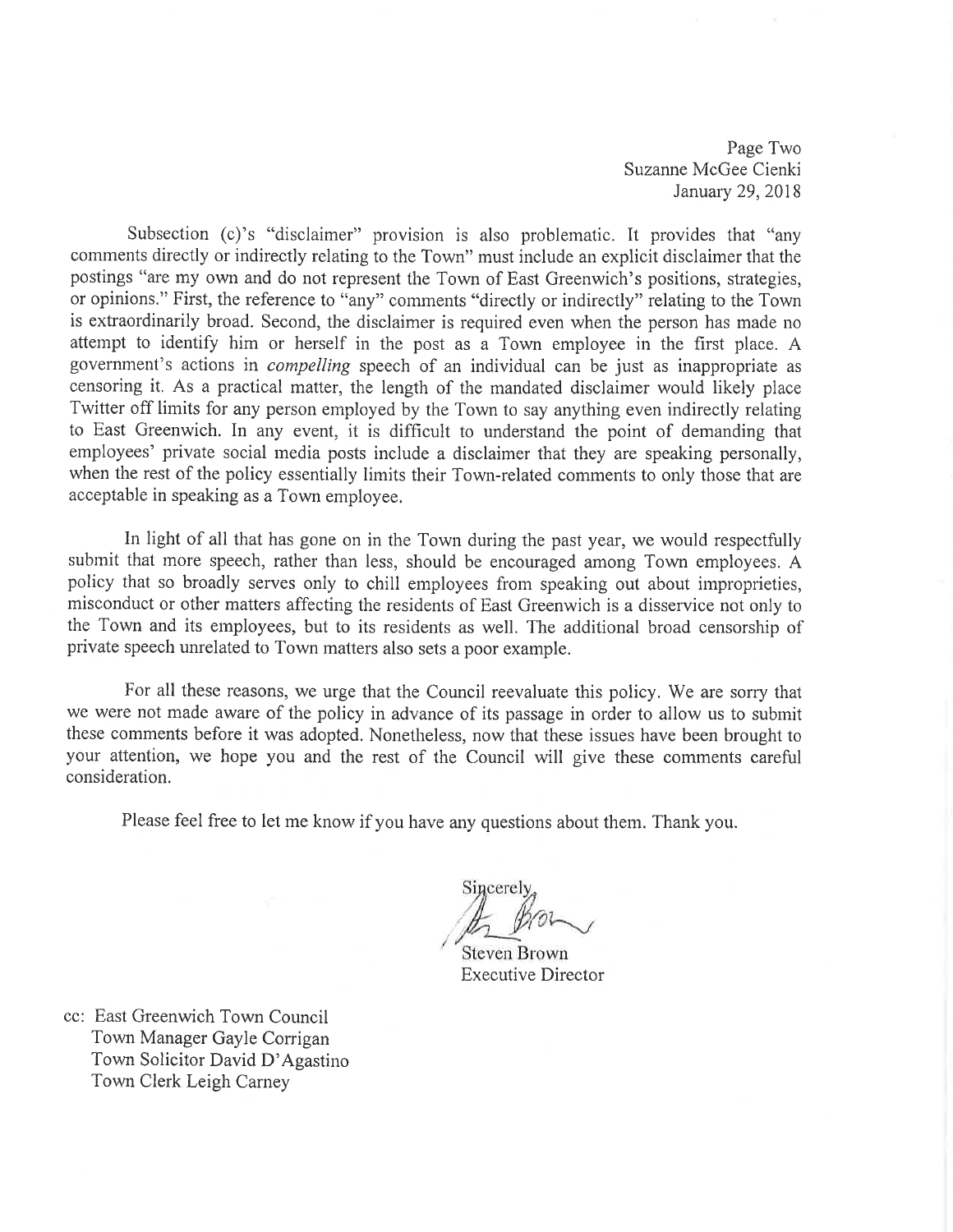Subsection (c)'s "disclaimer" provision is also problematic. It provides that "any comments directly or indirectly relating to the Town" must include an explicit disclaimer that the postings "are my own and do not represent the Town of East Greenwich's positions, strategies, or opinions." First, the reference to "any" comments "directly or indirectly" relating to the Town is extraordinarily broad. Second, the disclaimer is required even when the person has made no attempt to identify him or herself in the post as a Town employee in the first place. A government's actions in *compelling* speech of an individual can be just as inappropriate as censoring it. As a practical matter, the length of the mandated disclaimer would likely place Twitter off limits for any person employed by the Town to say anything even indirectly relating to East Greenwich. In any event, it is difficult to understand the point of demanding that employees' private social media posts include a disclaimer that they are speaking personally, when the rest of the policy essentially limits their Town-related comments to only those that are acceptable in speaking as a Town employee.

In light of all that has gone on in the Town during the past year, we would respectfully submit that more speech, rather than less, should be encouraged among Town employees. A policy that so broadly serves only to chill employees from speaking out about improprieties, misconduct or other matters affecting the residents of East Greenwich is a disservice not only to the Town and its employees, but to its residents as well. The additional broad censorship of private speech unrelated to Town matters also sets a poor example.

For all these reasons, we urge that the Council reevaluate this policy. We are sorry that we were not made aware of the policy in advance of its passage in order to allow us to submit these comments before it was adopted. Nonetheless, now that these issues have been brought to your attention, we hope you and the rest of the Council will give these comments careful consideration.

Please feel free to let me know if you have any questions about them. Thank you.

Sincerely,

Steven Brown
Executive Director

cc: East Greenwich Town Council
Town Manager Gayle Corrigan
Town Solicitor David D'Agastino
Town Clerk Leigh Carney